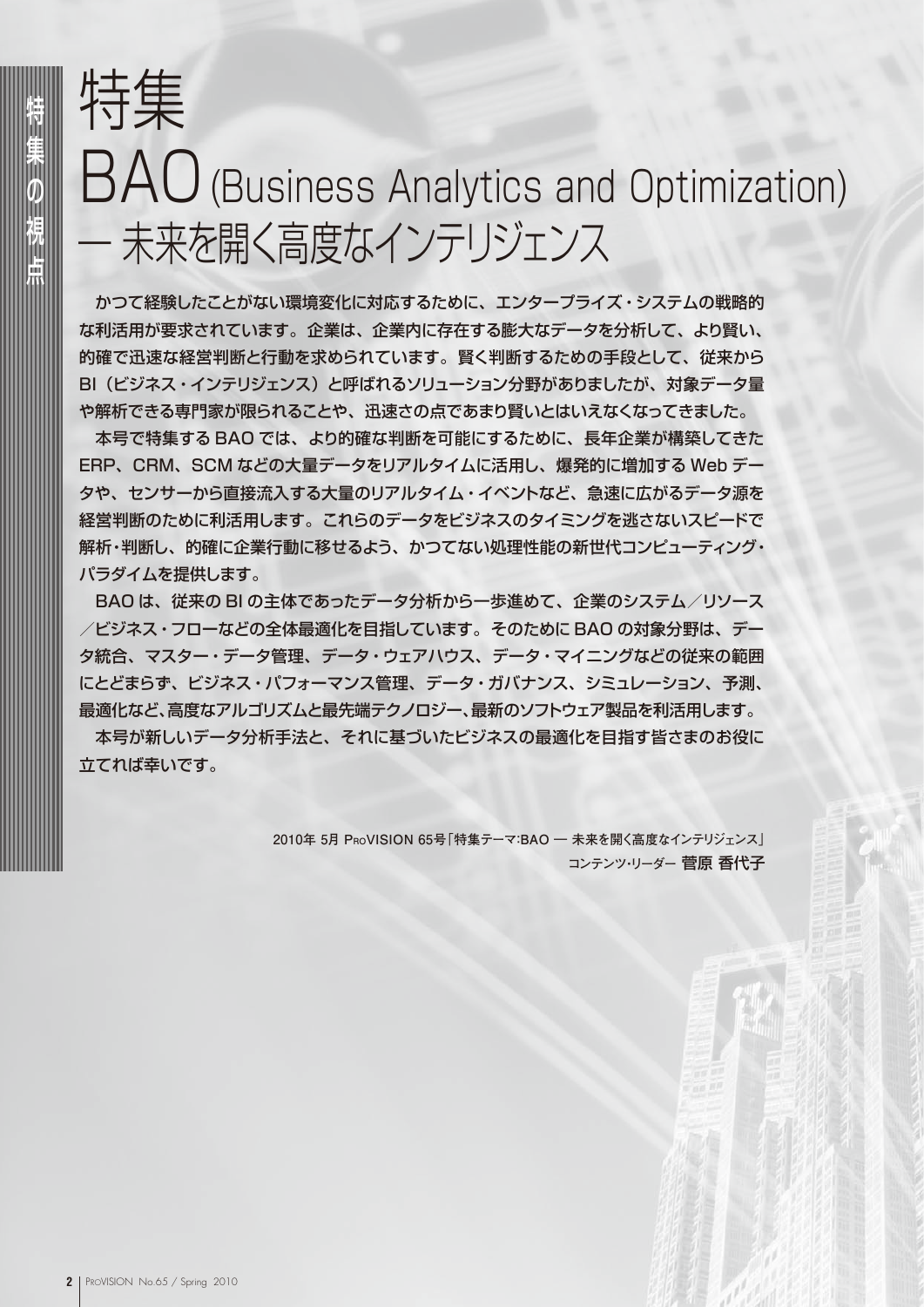特集の視点

# 特集
# BAO (Business Analytics and Optimization) — 未来を開く高度なインテリジェンス

かつて経験したことがない環境変化に対応するために、エンタープライズ・システムの戦略的な利活用が要求されています。企業は、企業内に存在する膨大なデータを分析して、より賢い、的確で迅速な経営判断と行動を求められています。賢く判断するための手段として、従来からBI（ビジネス・インテリジェンス）と呼ばれるソリューション分野がありましたが、対象データ量や解析できる専門家が限られることや、迅速さの点であまり賢いとはいえなくなってきました。

本号で特集するBAOでは、より的確な判断を可能にするために、長年企業が構築してきたERP、CRM、SCMなどの大量データをリアルタイムに活用し、爆発的に増加するWebデータや、センサーから直接流入する大量のリアルタイム・イベントなど、急速に広がるデータ源を経営判断のために利活用します。これらのデータをビジネスのタイミングを逃さないスピードで解析・判断し、的確に企業行動に移せるよう、かつてない処理性能の新世代コンピューティング・パラダイムを提供します。

BAOは、従来のBIの主体であったデータ分析から一歩進めて、企業のシステム／リソース／ビジネス・フローなどの全体最適化を目指しています。そのためにBAOの対象分野は、データ統合、マスター・データ管理、データ・ウェアハウス、データ・マイニングなどの従来の範囲にとどまらず、ビジネス・パフォーマンス管理、データ・ガバナンス、シミュレーション、予測、最適化など、高度なアルゴリズムと最先端テクノロジー、最新のソフトウェア製品を利活用します。

本号が新しいデータ分析手法と、それに基づいたビジネスの最適化を目指す皆さまのお役に立てれば幸いです。

2010年 5月 ProVISION 65号「特集テーマ:BAO — 未来を開く高度なインテリジェンス」
コンテンツ・リーダー 菅原 香代子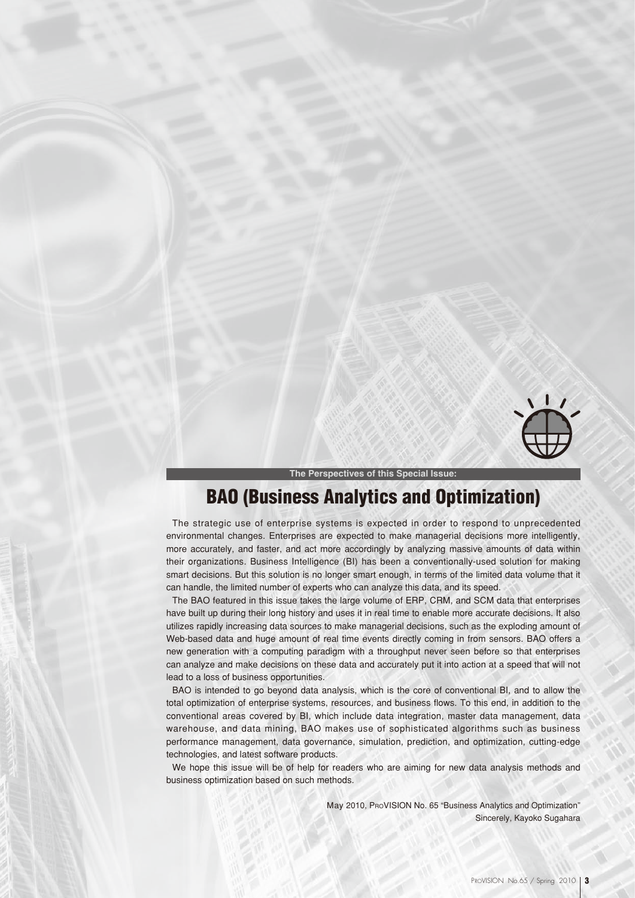The Perspectives of this Special Issue:

# BAO (Business Analytics and Optimization)

The strategic use of enterprise systems is expected in order to respond to unprecedented environmental changes. Enterprises are expected to make managerial decisions more intelligently, more accurately, and faster, and act more accordingly by analyzing massive amounts of data within their organizations. Business Intelligence (BI) has been a conventionally-used solution for making smart decisions. But this solution is no longer smart enough, in terms of the limited data volume that it can handle, the limited number of experts who can analyze this data, and its speed.

The BAO featured in this issue takes the large volume of ERP, CRM, and SCM data that enterprises have built up during their long history and uses it in real time to enable more accurate decisions. It also utilizes rapidly increasing data sources to make managerial decisions, such as the exploding amount of Web-based data and huge amount of real time events directly coming in from sensors. BAO offers a new generation with a computing paradigm with a throughput never seen before so that enterprises can analyze and make decisions on these data and accurately put it into action at a speed that will not lead to a loss of business opportunities.

BAO is intended to go beyond data analysis, which is the core of conventional BI, and to allow the total optimization of enterprise systems, resources, and business flows. To this end, in addition to the conventional areas covered by BI, which include data integration, master data management, data warehouse, and data mining, BAO makes use of sophisticated algorithms such as business performance management, data governance, simulation, prediction, and optimization, cutting-edge technologies, and latest software products.

We hope this issue will be of help for readers who are aiming for new data analysis methods and business optimization based on such methods.

May 2010, ProVISION No. 65 "Business Analytics and Optimization"
Sincerely, Kayoko Sugahara